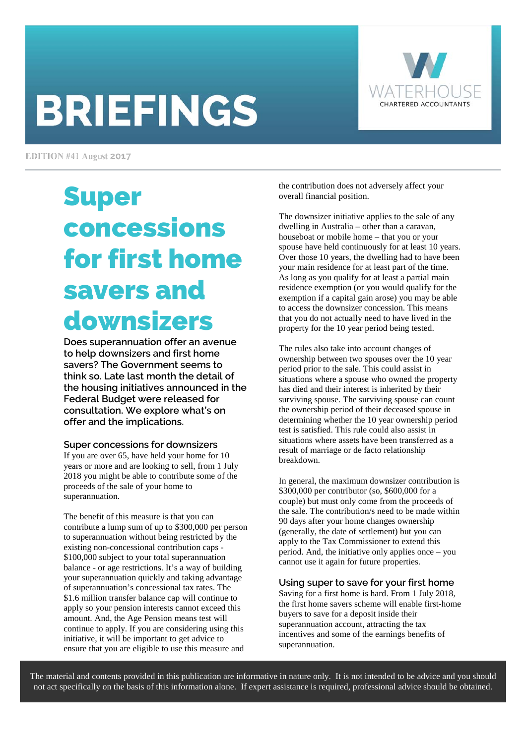# BRIEFINGS

WATERHOUSE CHARTERED ACCOUNTANTS

EDITION #41 August 2017

# Super concessions for first home savers and downsizers

**Does superannuation offer an avenue to help downsizers and first home savers? The Government seems to think so. Late last month the detail of the housing initiatives announced in the Federal Budget were released for consultation. We explore what's on offer and the implications.**

## Super concessions for downsizers

If you are over 65, have held your home for 10 years or more and are looking to sell, from 1 July 2018 you might be able to contribute some of the proceeds of the sale of your home to superannuation.

The benefit of this measure is that you can contribute a lump sum of up to $300,000 per person to superannuation without being restricted by the existing non-concessional contribution caps - $100,000 subject to your total superannuation balance - or age restrictions. It's a way of building your superannuation quickly and taking advantage of superannuation's concessional tax rates. The $1.6 million transfer balance cap will continue to apply so your pension interests cannot exceed this amount. And, the Age Pension means test will continue to apply. If you are considering using this initiative, it will be important to get advice to ensure that you are eligible to use this measure and the contribution does not adversely affect your overall financial position.

The downsizer initiative applies to the sale of any dwelling in Australia – other than a caravan, houseboat or mobile home – that you or your spouse have held continuously for at least 10 years. Over those 10 years, the dwelling had to have been your main residence for at least part of the time. As long as you qualify for at least a partial main residence exemption (or you would qualify for the exemption if a capital gain arose) you may be able to access the downsizer concession. This means that you do not actually need to have lived in the property for the 10 year period being tested.

The rules also take into account changes of ownership between two spouses over the 10 year period prior to the sale. This could assist in situations where a spouse who owned the property has died and their interest is inherited by their surviving spouse. The surviving spouse can count the ownership period of their deceased spouse in determining whether the 10 year ownership period test is satisfied. This rule could also assist in situations where assets have been transferred as a result of marriage or de facto relationship breakdown.

In general, the maximum downsizer contribution is $300,000 per contributor (so, $600,000 for a couple) but must only come from the proceeds of the sale. The contribution/s need to be made within 90 days after your home changes ownership (generally, the date of settlement) but you can apply to the Tax Commissioner to extend this period. And, the initiative only applies once – you cannot use it again for future properties.

## Using super to save for your first home

Saving for a first home is hard. From 1 July 2018, the first home savers scheme will enable first-home buyers to save for a deposit inside their superannuation account, attracting the tax incentives and some of the earnings benefits of superannuation.

The material and contents provided in this publication are informative in nature only. It is not intended to be advice and you should not act specifically on the basis of this information alone. If expert assistance is required, professional advice should be obtained.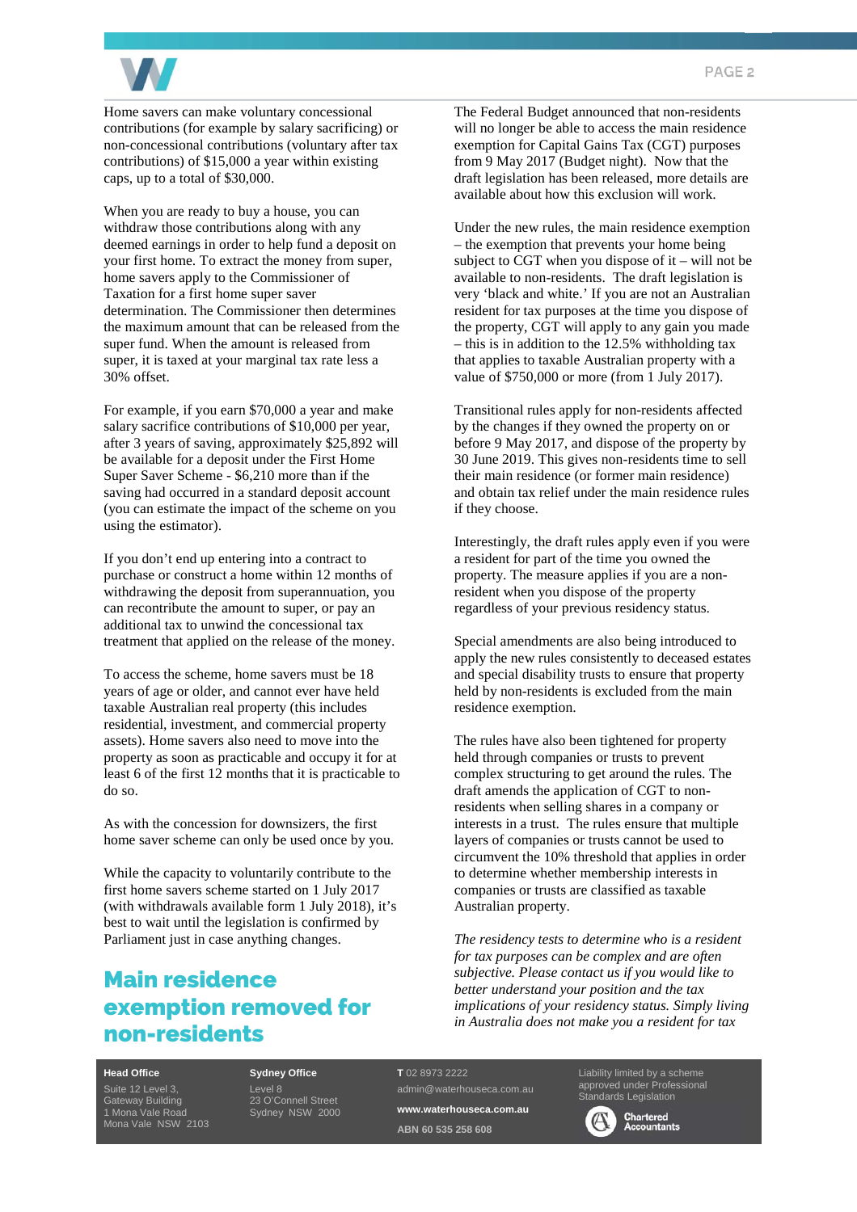Home savers can make voluntary concessional contributions (for example by salary sacrificing) or non-concessional contributions (voluntary after tax contributions) of $15,000 a year within existing caps, up to a total of $30,000.

When you are ready to buy a house, you can withdraw those contributions along with any deemed earnings in order to help fund a deposit on your first home. To extract the money from super, home savers apply to the Commissioner of Taxation for a first home super saver determination. The Commissioner then determines the maximum amount that can be released from the super fund. When the amount is released from super, it is taxed at your marginal tax rate less a 30% offset.

For example, if you earn $70,000 a year and make salary sacrifice contributions of $10,000 per year, after 3 years of saving, approximately $25,892 will be available for a deposit under the First Home Super Saver Scheme - $6,210 more than if the saving had occurred in a standard deposit account (you can estimate the impact of the scheme on you using the estimator).

If you don't end up entering into a contract to purchase or construct a home within 12 months of withdrawing the deposit from superannuation, you can recontribute the amount to super, or pay an additional tax to unwind the concessional tax treatment that applied on the release of the money.

To access the scheme, home savers must be 18 years of age or older, and cannot ever have held taxable Australian real property (this includes residential, investment, and commercial property assets). Home savers also need to move into the property as soon as practicable and occupy it for at least 6 of the first 12 months that it is practicable to do so.

As with the concession for downsizers, the first home saver scheme can only be used once by you.

While the capacity to voluntarily contribute to the first home savers scheme started on 1 July 2017 (with withdrawals available form 1 July 2018), it's best to wait until the legislation is confirmed by Parliament just in case anything changes.

## Main residence exemption removed for non-residents

The Federal Budget announced that non-residents will no longer be able to access the main residence exemption for Capital Gains Tax (CGT) purposes from 9 May 2017 (Budget night). Now that the draft legislation has been released, more details are available about how this exclusion will work.

Under the new rules, the main residence exemption – the exemption that prevents your home being subject to CGT when you dispose of it – will not be available to non-residents. The draft legislation is very 'black and white.' If you are not an Australian resident for tax purposes at the time you dispose of the property, CGT will apply to any gain you made – this is in addition to the 12.5% withholding tax that applies to taxable Australian property with a value of $750,000 or more (from 1 July 2017).

Transitional rules apply for non-residents affected by the changes if they owned the property on or before 9 May 2017, and dispose of the property by 30 June 2019. This gives non-residents time to sell their main residence (or former main residence) and obtain tax relief under the main residence rules if they choose.

Interestingly, the draft rules apply even if you were a resident for part of the time you owned the property. The measure applies if you are a non-resident when you dispose of the property regardless of your previous residency status.

Special amendments are also being introduced to apply the new rules consistently to deceased estates and special disability trusts to ensure that property held by non-residents is excluded from the main residence exemption.

The rules have also been tightened for property held through companies or trusts to prevent complex structuring to get around the rules. The draft amends the application of CGT to non-residents when selling shares in a company or interests in a trust. The rules ensure that multiple layers of companies or trusts cannot be used to circumvent the 10% threshold that applies in order to determine whether membership interests in companies or trusts are classified as taxable Australian property.

*The residency tests to determine who is a resident for tax purposes can be complex and are often subjective. Please contact us if you would like to better understand your position and the tax implications of your residency status. Simply living in Australia does not make you a resident for tax*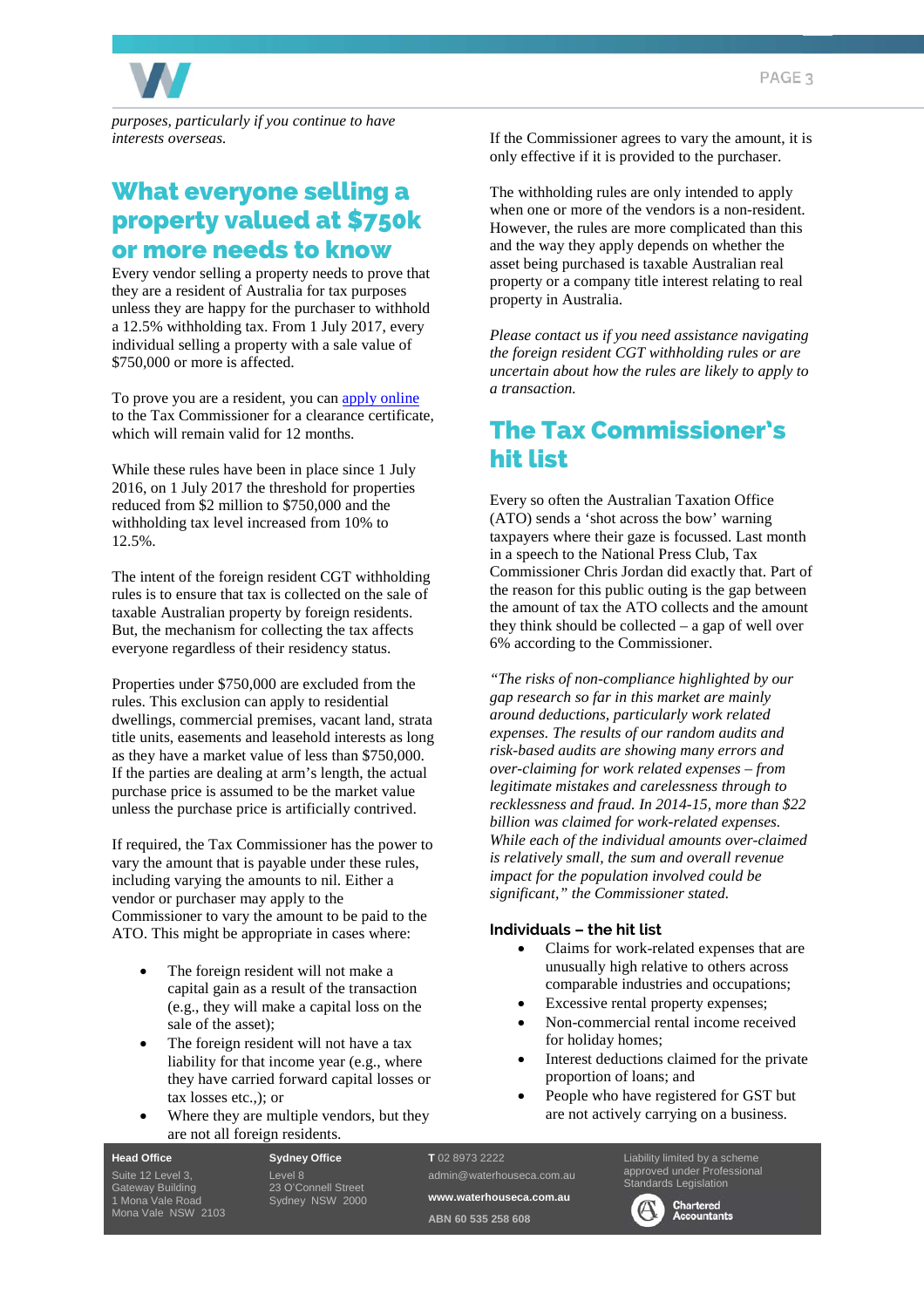*purposes, particularly if you continue to have interests overseas.*

## What everyone selling a property valued at $750k or more needs to know

Every vendor selling a property needs to prove that they are a resident of Australia for tax purposes unless they are happy for the purchaser to withhold a 12.5% withholding tax. From 1 July 2017, every individual selling a property with a sale value of $750,000 or more is affected.

To prove you are a resident, you can apply online to the Tax Commissioner for a clearance certificate, which will remain valid for 12 months.

While these rules have been in place since 1 July 2016, on 1 July 2017 the threshold for properties reduced from $2 million to $750,000 and the withholding tax level increased from 10% to 12.5%.

The intent of the foreign resident CGT withholding rules is to ensure that tax is collected on the sale of taxable Australian property by foreign residents. But, the mechanism for collecting the tax affects everyone regardless of their residency status.

Properties under $750,000 are excluded from the rules. This exclusion can apply to residential dwellings, commercial premises, vacant land, strata title units, easements and leasehold interests as long as they have a market value of less than $750,000. If the parties are dealing at arm's length, the actual purchase price is assumed to be the market value unless the purchase price is artificially contrived.

If required, the Tax Commissioner has the power to vary the amount that is payable under these rules, including varying the amounts to nil. Either a vendor or purchaser may apply to the Commissioner to vary the amount to be paid to the ATO. This might be appropriate in cases where:

- The foreign resident will not make a capital gain as a result of the transaction (e.g., they will make a capital loss on the sale of the asset);
- The foreign resident will not have a tax liability for that income year (e.g., where they have carried forward capital losses or tax losses etc.,); or
- Where they are multiple vendors, but they are not all foreign residents.

If the Commissioner agrees to vary the amount, it is only effective if it is provided to the purchaser.

The withholding rules are only intended to apply when one or more of the vendors is a non-resident. However, the rules are more complicated than this and the way they apply depends on whether the asset being purchased is taxable Australian real property or a company title interest relating to real property in Australia.

*Please contact us if you need assistance navigating the foreign resident CGT withholding rules or are uncertain about how the rules are likely to apply to a transaction.*

## The Tax Commissioner's hit list

Every so often the Australian Taxation Office (ATO) sends a 'shot across the bow' warning taxpayers where their gaze is focussed. Last month in a speech to the National Press Club, Tax Commissioner Chris Jordan did exactly that. Part of the reason for this public outing is the gap between the amount of tax the ATO collects and the amount they think should be collected – a gap of well over 6% according to the Commissioner.

*"The risks of non-compliance highlighted by our gap research so far in this market are mainly around deductions, particularly work related expenses. The results of our random audits and risk-based audits are showing many errors and over-claiming for work related expenses – from legitimate mistakes and carelessness through to recklessness and fraud. In 2014-15, more than $22 billion was claimed for work-related expenses. While each of the individual amounts over-claimed is relatively small, the sum and overall revenue impact for the population involved could be significant," the Commissioner stated.*

### Individuals – the hit list

- Claims for work-related expenses that are unusually high relative to others across comparable industries and occupations;
- Excessive rental property expenses;
- Non-commercial rental income received for holiday homes;
- Interest deductions claimed for the private proportion of loans; and
- People who have registered for GST but are not actively carrying on a business.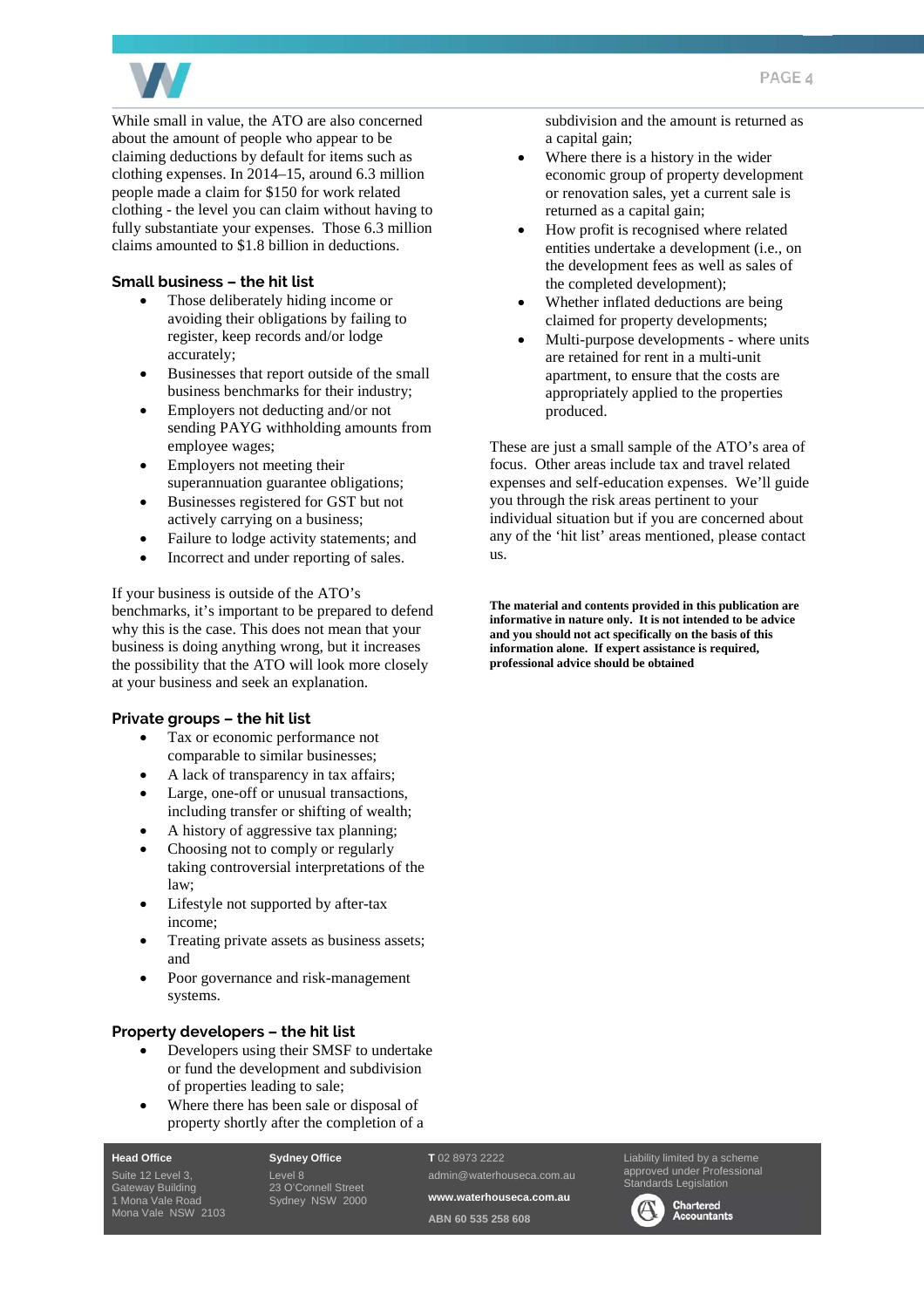While small in value, the ATO are also concerned about the amount of people who appear to be claiming deductions by default for items such as clothing expenses. In 2014–15, around 6.3 million people made a claim for $150 for work related clothing - the level you can claim without having to fully substantiate your expenses. Those 6.3 million claims amounted to $1.8 billion in deductions.

### Small business – the hit list

- Those deliberately hiding income or avoiding their obligations by failing to register, keep records and/or lodge accurately;
- Businesses that report outside of the small business benchmarks for their industry;
- Employers not deducting and/or not sending PAYG withholding amounts from employee wages;
- Employers not meeting their superannuation guarantee obligations;
- Businesses registered for GST but not actively carrying on a business;
- Failure to lodge activity statements; and
- Incorrect and under reporting of sales.

If your business is outside of the ATO's benchmarks, it's important to be prepared to defend why this is the case. This does not mean that your business is doing anything wrong, but it increases the possibility that the ATO will look more closely at your business and seek an explanation.

### Private groups – the hit list

- Tax or economic performance not comparable to similar businesses;
- A lack of transparency in tax affairs;
- Large, one-off or unusual transactions, including transfer or shifting of wealth;
- A history of aggressive tax planning;
- Choosing not to comply or regularly taking controversial interpretations of the law;
- Lifestyle not supported by after-tax income;
- Treating private assets as business assets; and
- Poor governance and risk-management systems.

### Property developers – the hit list

- Developers using their SMSF to undertake or fund the development and subdivision of properties leading to sale;
- Where there has been sale or disposal of property shortly after the completion of a subdivision and the amount is returned as a capital gain;
- Where there is a history in the wider economic group of property development or renovation sales, yet a current sale is returned as a capital gain;
- How profit is recognised where related entities undertake a development (i.e., on the development fees as well as sales of the completed development);
- Whether inflated deductions are being claimed for property developments;
- Multi-purpose developments - where units are retained for rent in a multi-unit apartment, to ensure that the costs are appropriately applied to the properties produced.

These are just a small sample of the ATO's area of focus. Other areas include tax and travel related expenses and self-education expenses. We'll guide you through the risk areas pertinent to your individual situation but if you are concerned about any of the 'hit list' areas mentioned, please contact us.

**The material and contents provided in this publication are informative in nature only. It is not intended to be advice and you should not act specifically on the basis of this information alone. If expert assistance is required, professional advice should be obtained**

**Head Office**
Suite 12 Level 3,
Gateway Building
1 Mona Vale Road
Mona Vale NSW 2103

**Sydney Office**
Level 8
23 O'Connell Street
Sydney NSW 2000

**T** 02 8973 2222
admin@waterhouseca.com.au
**www.waterhouseca.com.au**
**ABN 60 535 258 608**

Liability limited by a scheme approved under Professional Standards Legislation

Chartered Accountants